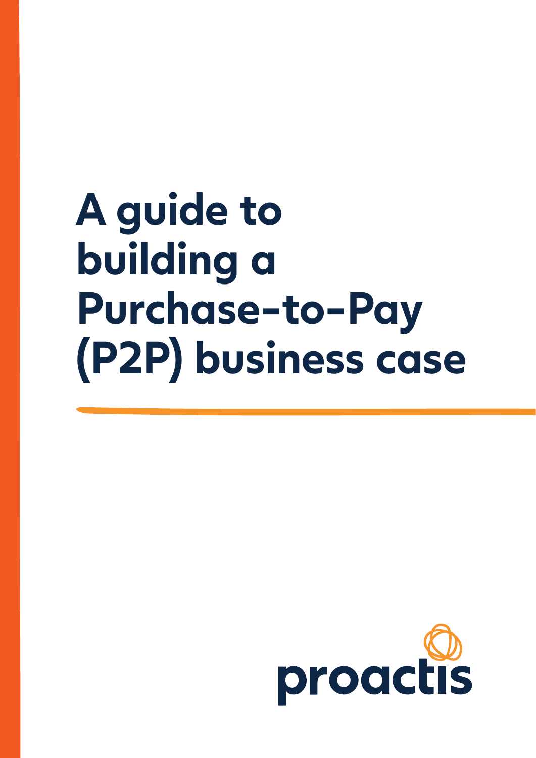# A guide to building a Purchase-to-Pay (P2P) business case

proactis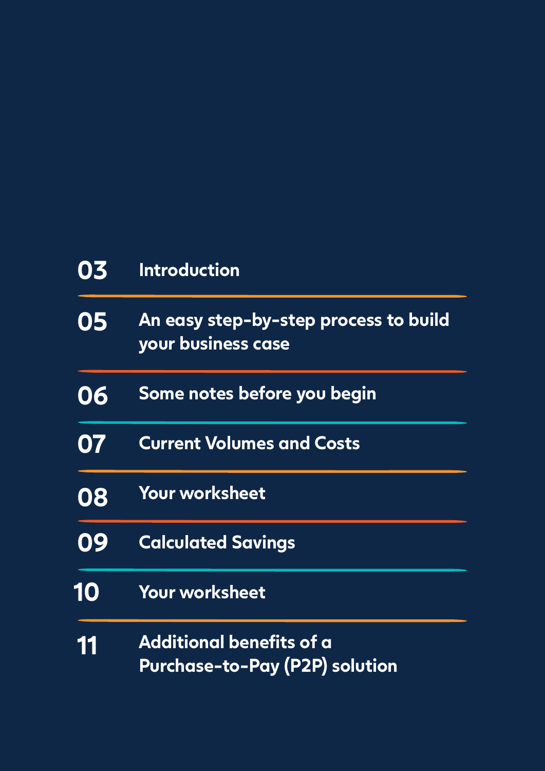| | |
|---|---|
| 03 | Introduction |
| 05 | An easy step-by-step process to build your business case |
| 06 | Some notes before you begin |
| 07 | Current Volumes and Costs |
| 08 | Your worksheet |
| 09 | Calculated Savings |
| 10 | Your worksheet |
| 11 | Additional benefits of a Purchase-to-Pay (P2P) solution |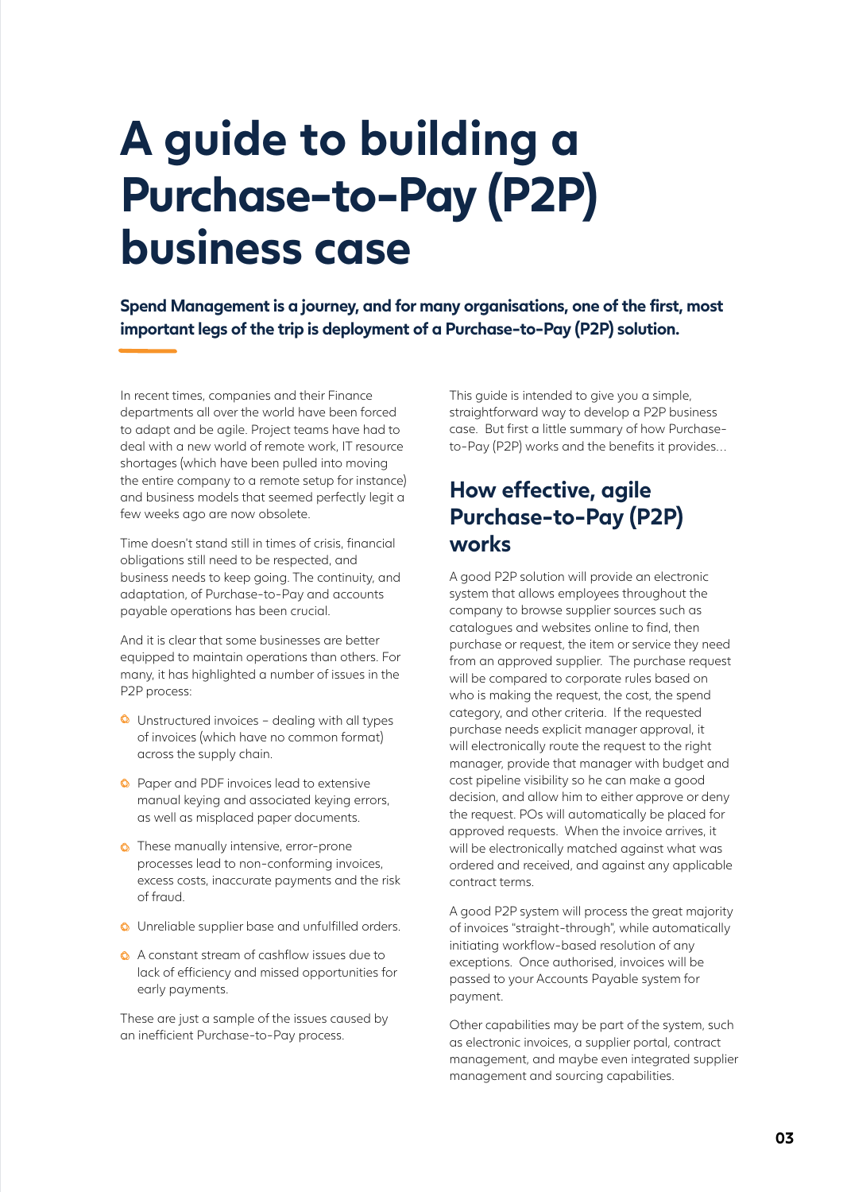# A guide to building a Purchase-to-Pay (P2P) business case

**Spend Management is a journey, and for many organisations, one of the first, most important legs of the trip is deployment of a Purchase-to-Pay (P2P) solution.**

In recent times, companies and their Finance departments all over the world have been forced to adapt and be agile. Project teams have had to deal with a new world of remote work, IT resource shortages (which have been pulled into moving the entire company to a remote setup for instance) and business models that seemed perfectly legit a few weeks ago are now obsolete.

Time doesn't stand still in times of crisis, financial obligations still need to be respected, and business needs to keep going. The continuity, and adaptation, of Purchase-to-Pay and accounts payable operations has been crucial.

And it is clear that some businesses are better equipped to maintain operations than others. For many, it has highlighted a number of issues in the P2P process:

- Unstructured invoices – dealing with all types of invoices (which have no common format) across the supply chain.
- Paper and PDF invoices lead to extensive manual keying and associated keying errors, as well as misplaced paper documents.
- These manually intensive, error-prone processes lead to non-conforming invoices, excess costs, inaccurate payments and the risk of fraud.
- Unreliable supplier base and unfulfilled orders.
- A constant stream of cashflow issues due to lack of efficiency and missed opportunities for early payments.

These are just a sample of the issues caused by an inefficient Purchase-to-Pay process.

This guide is intended to give you a simple, straightforward way to develop a P2P business case. But first a little summary of how Purchase-to-Pay (P2P) works and the benefits it provides...

## How effective, agile Purchase-to-Pay (P2P) works

A good P2P solution will provide an electronic system that allows employees throughout the company to browse supplier sources such as catalogues and websites online to find, then purchase or request, the item or service they need from an approved supplier. The purchase request will be compared to corporate rules based on who is making the request, the cost, the spend category, and other criteria. If the requested purchase needs explicit manager approval, it will electronically route the request to the right manager, provide that manager with budget and cost pipeline visibility so he can make a good decision, and allow him to either approve or deny the request. POs will automatically be placed for approved requests. When the invoice arrives, it will be electronically matched against what was ordered and received, and against any applicable contract terms.

A good P2P system will process the great majority of invoices "straight-through", while automatically initiating workflow-based resolution of any exceptions. Once authorised, invoices will be passed to your Accounts Payable system for payment.

Other capabilities may be part of the system, such as electronic invoices, a supplier portal, contract management, and maybe even integrated supplier management and sourcing capabilities.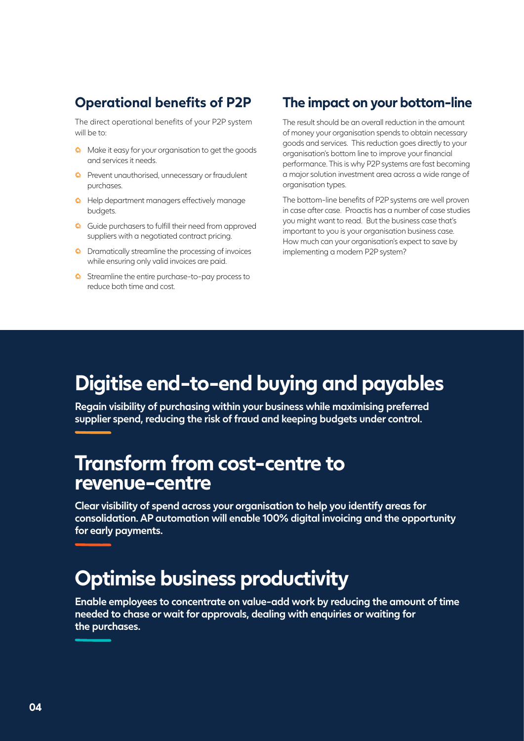## Operational benefits of P2P

The direct operational benefits of your P2P system will be to:

- Make it easy for your organisation to get the goods and services it needs.
- Prevent unauthorised, unnecessary or fraudulent purchases.
- Help department managers effectively manage budgets.
- Guide purchasers to fulfill their need from approved suppliers with a negotiated contract pricing.
- Dramatically streamline the processing of invoices while ensuring only valid invoices are paid.
- Streamline the entire purchase-to-pay process to reduce both time and cost.

## The impact on your bottom-line

The result should be an overall reduction in the amount of money your organisation spends to obtain necessary goods and services. This reduction goes directly to your organisation's bottom line to improve your financial performance. This is why P2P systems are fast becoming a major solution investment area across a wide range of organisation types.

The bottom-line benefits of P2P systems are well proven in case after case. Proactis has a number of case studies you might want to read. But the business case that's important to you is your organisation business case. How much can your organisation's expect to save by implementing a modern P2P system?

# Digitise end-to-end buying and payables

**Regain visibility of purchasing within your business while maximising preferred supplier spend, reducing the risk of fraud and keeping budgets under control.**

# Transform from cost-centre to revenue-centre

**Clear visibility of spend across your organisation to help you identify areas for consolidation. AP automation will enable 100% digital invoicing and the opportunity for early payments.**

# Optimise business productivity

**Enable employees to concentrate on value-add work by reducing the amount of time needed to chase or wait for approvals, dealing with enquiries or waiting for the purchases.**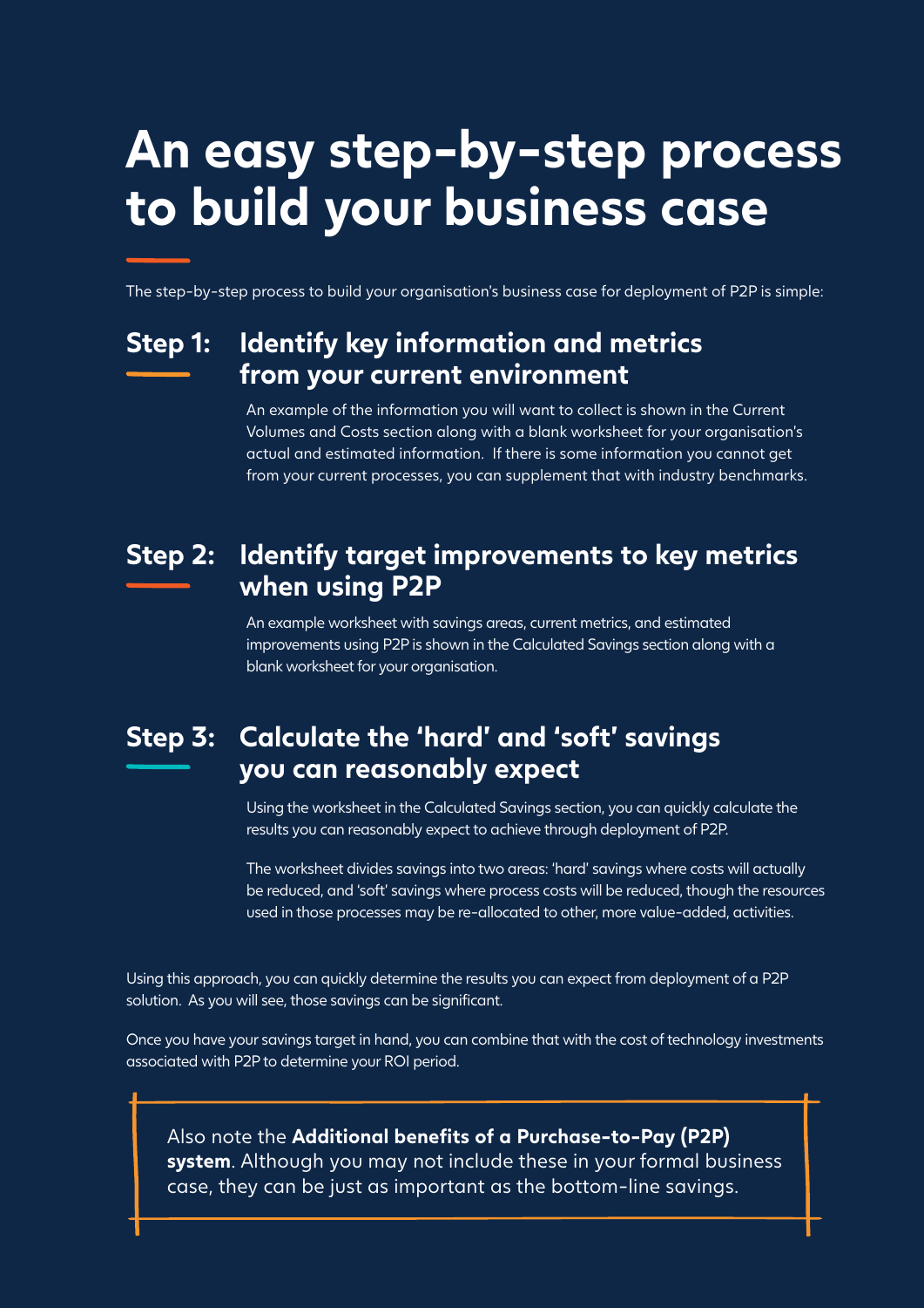# An easy step-by-step process to build your business case

The step-by-step process to build your organisation's business case for deployment of P2P is simple:

## Step 1: Identify key information and metrics from your current environment

An example of the information you will want to collect is shown in the Current Volumes and Costs section along with a blank worksheet for your organisation's actual and estimated information. If there is some information you cannot get from your current processes, you can supplement that with industry benchmarks.

## Step 2: Identify target improvements to key metrics when using P2P

An example worksheet with savings areas, current metrics, and estimated improvements using P2P is shown in the Calculated Savings section along with a blank worksheet for your organisation.

## Step 3: Calculate the 'hard' and 'soft' savings you can reasonably expect

Using the worksheet in the Calculated Savings section, you can quickly calculate the results you can reasonably expect to achieve through deployment of P2P.

The worksheet divides savings into two areas: 'hard' savings where costs will actually be reduced, and 'soft' savings where process costs will be reduced, though the resources used in those processes may be re-allocated to other, more value-added, activities.

Using this approach, you can quickly determine the results you can expect from deployment of a P2P solution. As you will see, those savings can be significant.

Once you have your savings target in hand, you can combine that with the cost of technology investments associated with P2P to determine your ROI period.

Also note the **Additional benefits of a Purchase-to-Pay (P2P) system**. Although you may not include these in your formal business case, they can be just as important as the bottom-line savings.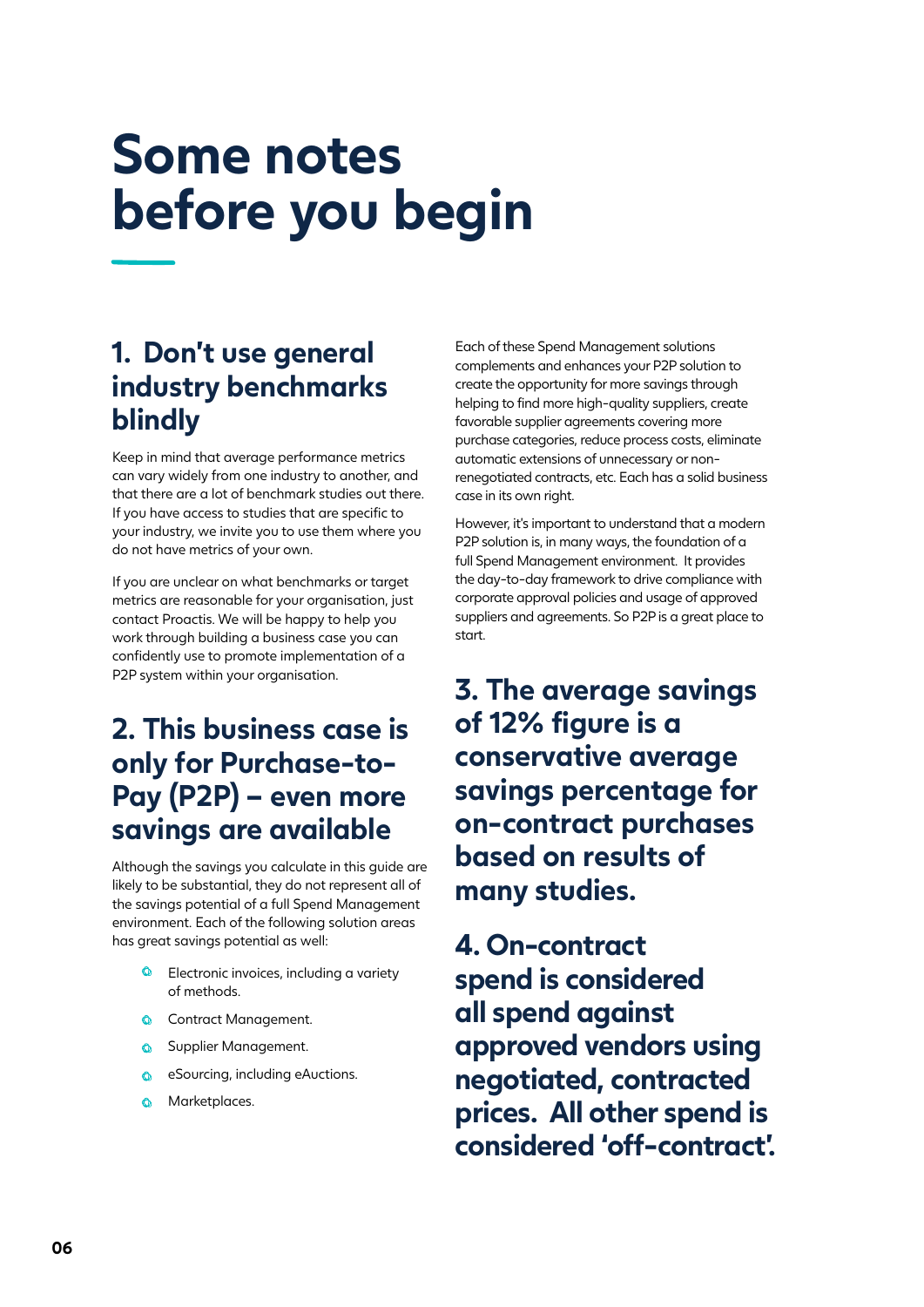# Some notes before you begin

## 1. Don't use general industry benchmarks blindly

Keep in mind that average performance metrics can vary widely from one industry to another, and that there are a lot of benchmark studies out there. If you have access to studies that are specific to your industry, we invite you to use them where you do not have metrics of your own.

If you are unclear on what benchmarks or target metrics are reasonable for your organisation, just contact Proactis. We will be happy to help you work through building a business case you can confidently use to promote implementation of a P2P system within your organisation.

## 2. This business case is only for Purchase-to-Pay (P2P) – even more savings are available

Although the savings you calculate in this guide are likely to be substantial, they do not represent all of the savings potential of a full Spend Management environment. Each of the following solution areas has great savings potential as well:

- Electronic invoices, including a variety of methods.
- Contract Management.
- Supplier Management.
- eSourcing, including eAuctions.
- Marketplaces.

Each of these Spend Management solutions complements and enhances your P2P solution to create the opportunity for more savings through helping to find more high-quality suppliers, create favorable supplier agreements covering more purchase categories, reduce process costs, eliminate automatic extensions of unnecessary or non-renegotiated contracts, etc. Each has a solid business case in its own right.

However, it's important to understand that a modern P2P solution is, in many ways, the foundation of a full Spend Management environment. It provides the day-to-day framework to drive compliance with corporate approval policies and usage of approved suppliers and agreements. So P2P is a great place to start.

## 3. The average savings of 12% figure is a conservative average savings percentage for on-contract purchases based on results of many studies.

## 4. On-contract spend is considered all spend against approved vendors using negotiated, contracted prices. All other spend is considered 'off-contract'.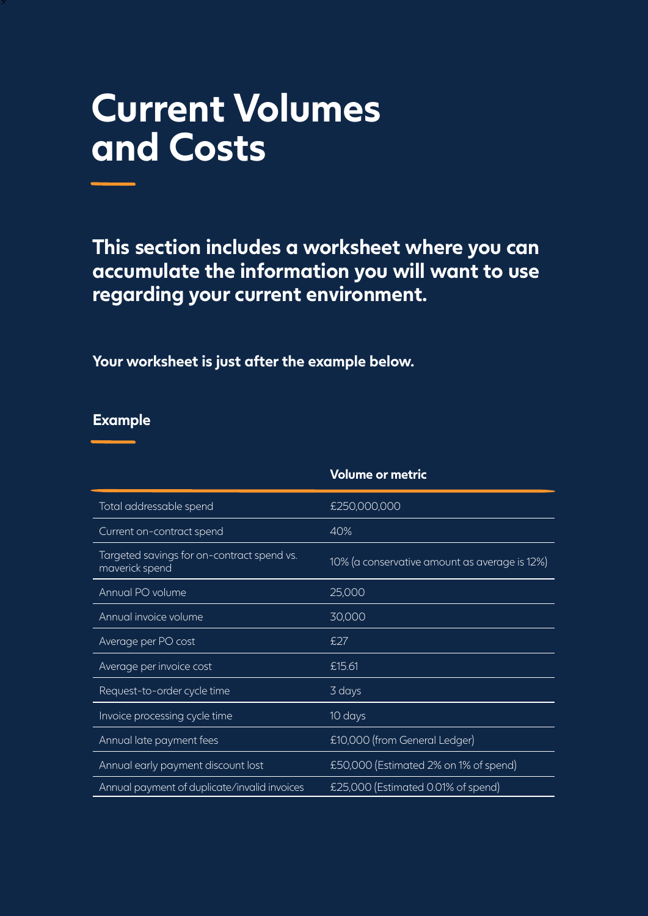# Current Volumes and Costs

**This section includes a worksheet where you can accumulate the information you will want to use regarding your current environment.**

**Your worksheet is just after the example below.**

## Example

| | Volume or metric |
|---|---|
| Total addressable spend | £250,000,000 |
| Current on-contract spend | 40% |
| Targeted savings for on-contract spend vs. maverick spend | 10% (a conservative amount as average is 12%) |
| Annual PO volume | 25,000 |
| Annual invoice volume | 30,000 |
| Average per PO cost | £27 |
| Average per invoice cost | £15.61 |
| Request-to-order cycle time | 3 days |
| Invoice processing cycle time | 10 days |
| Annual late payment fees | £10,000 (from General Ledger) |
| Annual early payment discount lost | £50,000 (Estimated 2% on 1% of spend) |
| Annual payment of duplicate/invalid invoices | £25,000 (Estimated 0.01% of spend) |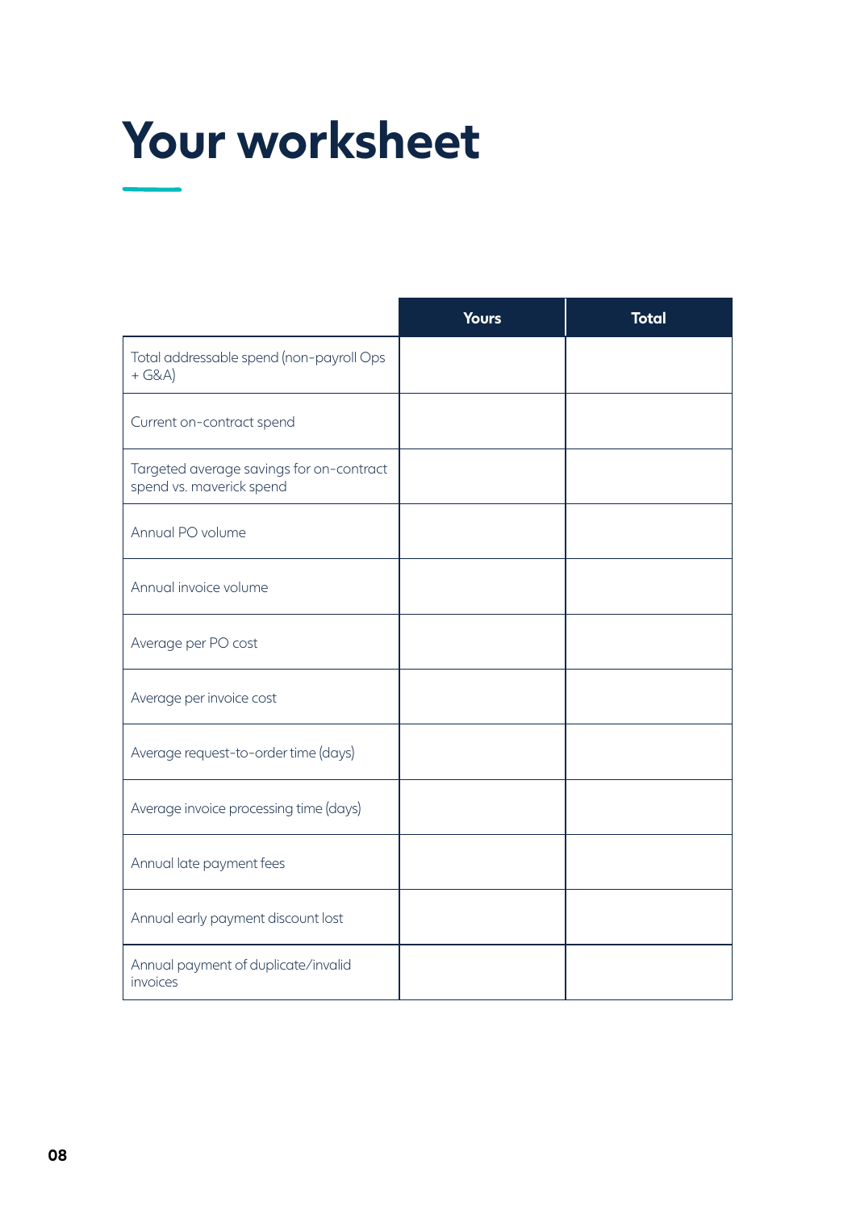# Your worksheet

| | Yours | Total |
|---|---|---|
| Total addressable spend (non-payroll Ops + G&A) | | |
| Current on-contract spend | | |
| Targeted average savings for on-contract spend vs. maverick spend | | |
| Annual PO volume | | |
| Annual invoice volume | | |
| Average per PO cost | | |
| Average per invoice cost | | |
| Average request-to-order time (days) | | |
| Average invoice processing time (days) | | |
| Annual late payment fees | | |
| Annual early payment discount lost | | |
| Annual payment of duplicate/invalid invoices | | |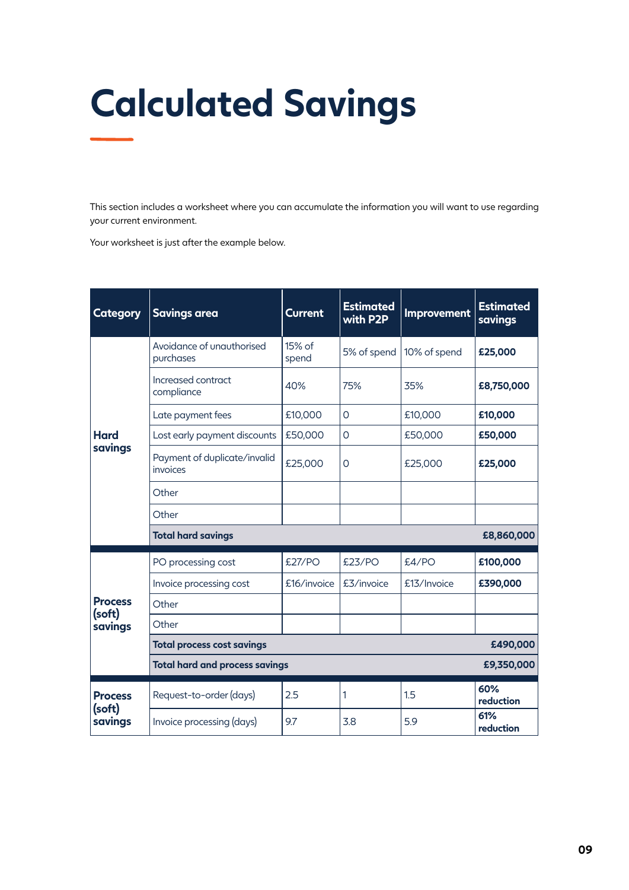# Calculated Savings

This section includes a worksheet where you can accumulate the information you will want to use regarding your current environment.

Your worksheet is just after the example below.

| Category | Savings area | Current | Estimated with P2P | Improvement | Estimated savings |
|---|---|---|---|---|---|
| **Hard savings** | Avoidance of unauthorised purchases | 15% of spend | 5% of spend | 10% of spend | **£25,000** |
| | Increased contract compliance | 40% | 75% | 35% | **£8,750,000** |
| | Late payment fees | £10,000 | 0 | £10,000 | **£10,000** |
| | Lost early payment discounts | £50,000 | 0 | £50,000 | **£50,000** |
| | Payment of duplicate/invalid invoices | £25,000 | 0 | £25,000 | **£25,000** |
| | Other | | | | |
| | Other | | | | |
| | **Total hard savings** | | | | **£8,860,000** |
| **Process (soft) savings** | PO processing cost | £27/PO | £23/PO | £4/PO | **£100,000** |
| | Invoice processing cost | £16/invoice | £3/invoice | £13/Invoice | **£390,000** |
| | Other | | | | |
| | Other | | | | |
| | **Total process cost savings** | | | | **£490,000** |
| | **Total hard and process savings** | | | | **£9,350,000** |
| **Process (soft) savings** | Request-to-order (days) | 2.5 | 1 | 1.5 | **60% reduction** |
| | Invoice processing (days) | 9.7 | 3.8 | 5.9 | **61% reduction** |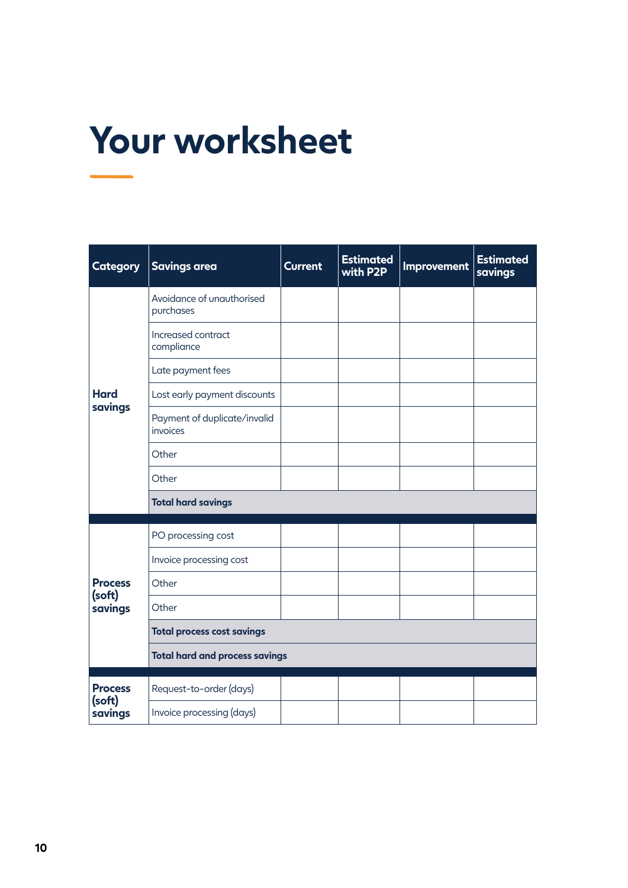# Your worksheet

| Category | Savings area | Current | Estimated with P2P | Improvement | Estimated savings |
|---|---|---|---|---|---|
| **Hard savings** | Avoidance of unauthorised purchases | | | | |
| | Increased contract compliance | | | | |
| | Late payment fees | | | | |
| | Lost early payment discounts | | | | |
| | Payment of duplicate/invalid invoices | | | | |
| | Other | | | | |
| | Other | | | | |
| | **Total hard savings** | | | | |
| **Process (soft) savings** | PO processing cost | | | | |
| | Invoice processing cost | | | | |
| | Other | | | | |
| | Other | | | | |
| | **Total process cost savings** | | | | |
| | **Total hard and process savings** | | | | |
| **Process (soft) savings** | Request-to-order (days) | | | | |
| | Invoice processing (days) | | | | |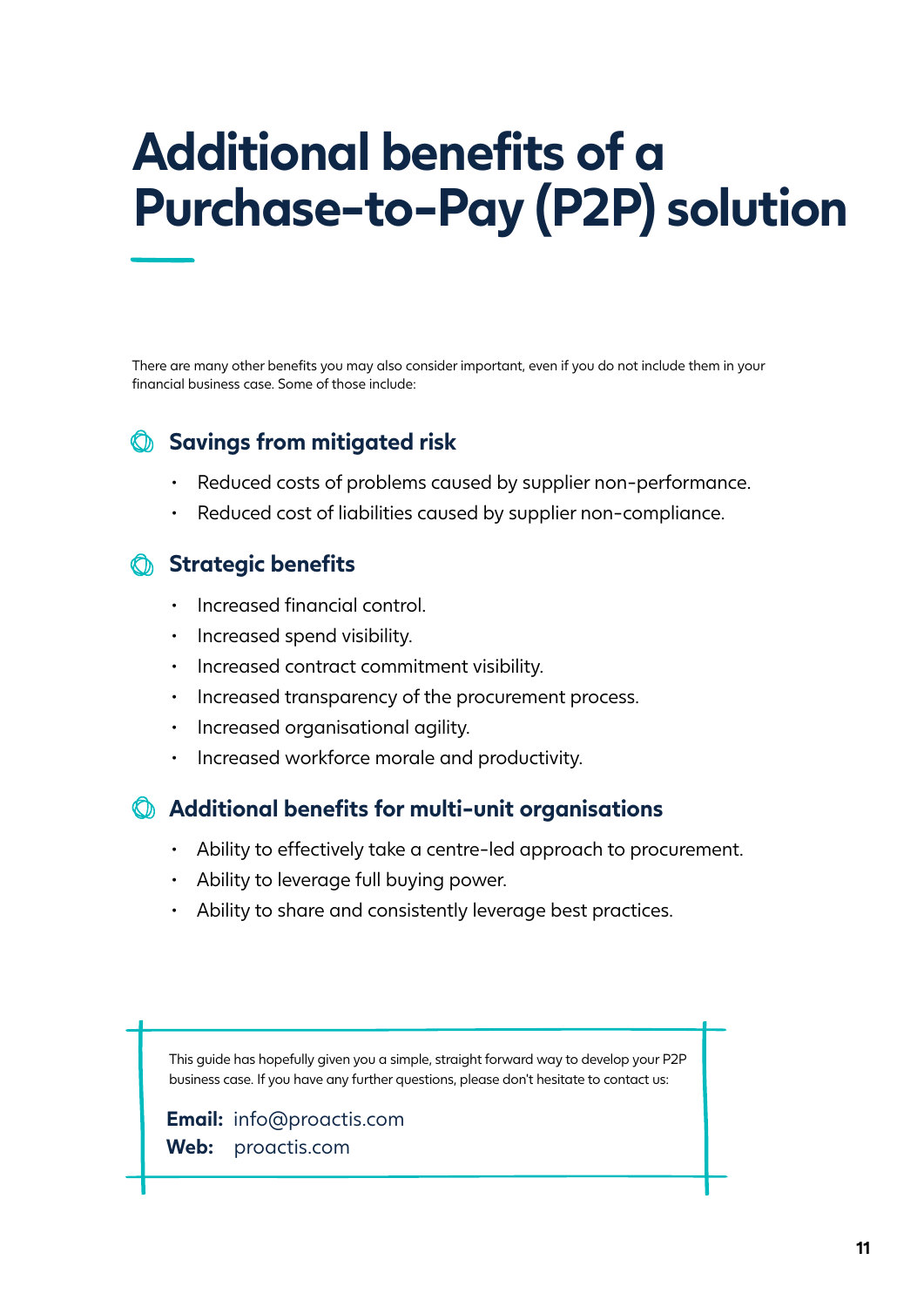# Additional benefits of a Purchase-to-Pay (P2P) solution

There are many other benefits you may also consider important, even if you do not include them in your financial business case. Some of those include:

## Savings from mitigated risk

- Reduced costs of problems caused by supplier non-performance.
- Reduced cost of liabilities caused by supplier non-compliance.

## Strategic benefits

- Increased financial control.
- Increased spend visibility.
- Increased contract commitment visibility.
- Increased transparency of the procurement process.
- Increased organisational agility.
- Increased workforce morale and productivity.

## Additional benefits for multi-unit organisations

- Ability to effectively take a centre-led approach to procurement.
- Ability to leverage full buying power.
- Ability to share and consistently leverage best practices.

This guide has hopefully given you a simple, straight forward way to develop your P2P business case. If you have any further questions, please don't hesitate to contact us:

**Email:** info@proactis.com
**Web:** proactis.com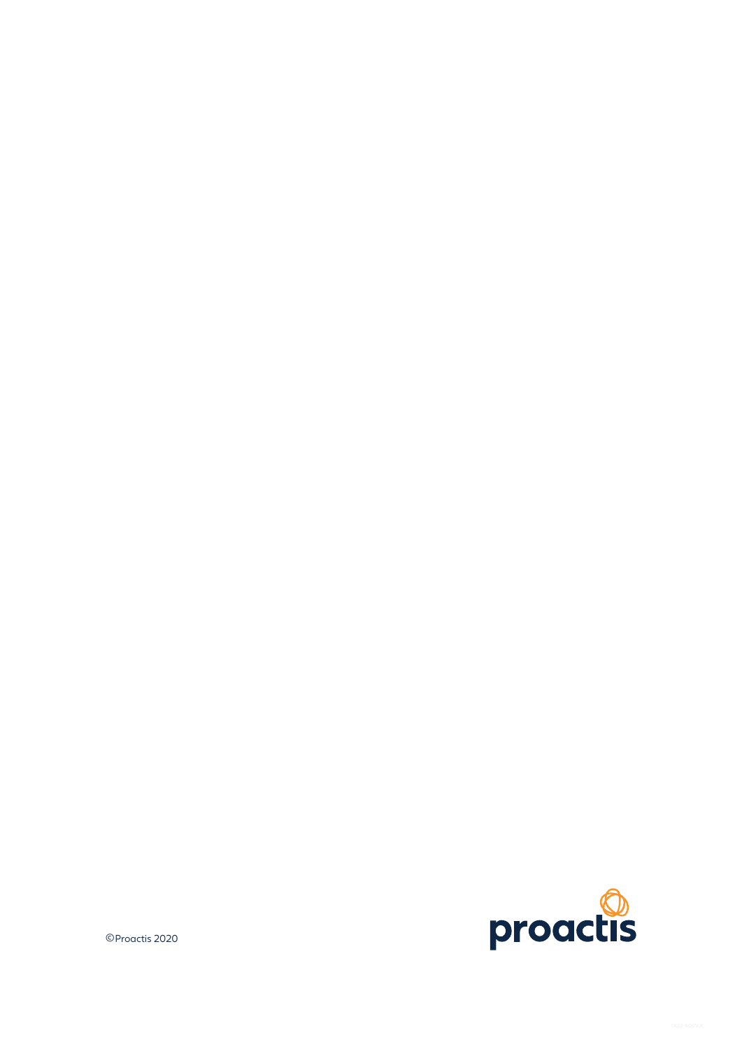©Proactis 2020

proactis